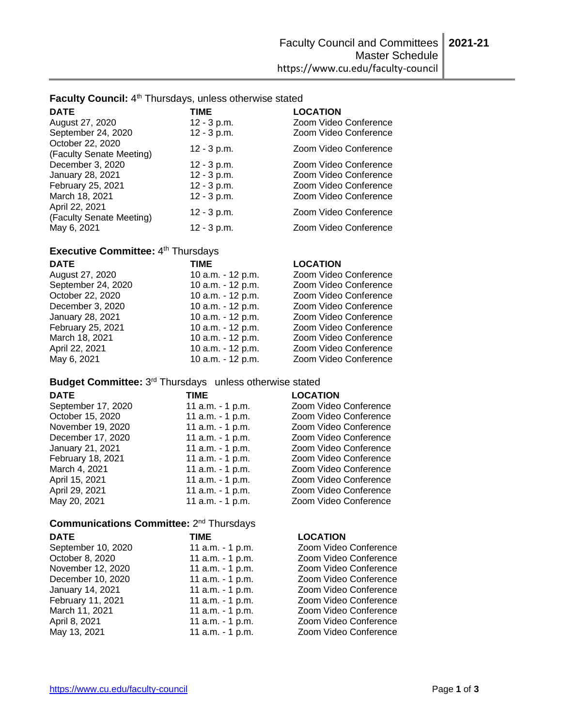# Faculty Council and Committees Master Schedule 2021-21

https://www.cu.edu/faculty-council

## Faculty Council: 4th Thursdays, unless otherwise stated

| DATE | TIME | LOCATION |
|---|---|---|
| August 27, 2020 | 12 - 3 p.m. | Zoom Video Conference |
| September 24, 2020 | 12 - 3 p.m. | Zoom Video Conference |
| October 22, 2020 (Faculty Senate Meeting) | 12 - 3 p.m. | Zoom Video Conference |
| December 3, 2020 | 12 - 3 p.m. | Zoom Video Conference |
| January 28, 2021 | 12 - 3 p.m. | Zoom Video Conference |
| February 25, 2021 | 12 - 3 p.m. | Zoom Video Conference |
| March 18, 2021 | 12 - 3 p.m. | Zoom Video Conference |
| April 22, 2021 (Faculty Senate Meeting) | 12 - 3 p.m. | Zoom Video Conference |
| May 6, 2021 | 12 - 3 p.m. | Zoom Video Conference |

## Executive Committee: 4th Thursdays

| DATE | TIME | LOCATION |
|---|---|---|
| August 27, 2020 | 10 a.m. - 12 p.m. | Zoom Video Conference |
| September 24, 2020 | 10 a.m. - 12 p.m. | Zoom Video Conference |
| October 22, 2020 | 10 a.m. - 12 p.m. | Zoom Video Conference |
| December 3, 2020 | 10 a.m. - 12 p.m. | Zoom Video Conference |
| January 28, 2021 | 10 a.m. - 12 p.m. | Zoom Video Conference |
| February 25, 2021 | 10 a.m. - 12 p.m. | Zoom Video Conference |
| March 18, 2021 | 10 a.m. - 12 p.m. | Zoom Video Conference |
| April 22, 2021 | 10 a.m. - 12 p.m. | Zoom Video Conference |
| May 6, 2021 | 10 a.m. - 12 p.m. | Zoom Video Conference |

## Budget Committee: 3rd Thursdays unless otherwise stated

| DATE | TIME | LOCATION |
|---|---|---|
| September 17, 2020 | 11 a.m. - 1 p.m. | Zoom Video Conference |
| October 15, 2020 | 11 a.m. - 1 p.m. | Zoom Video Conference |
| November 19, 2020 | 11 a.m. - 1 p.m. | Zoom Video Conference |
| December 17, 2020 | 11 a.m. - 1 p.m. | Zoom Video Conference |
| January 21, 2021 | 11 a.m. - 1 p.m. | Zoom Video Conference |
| February 18, 2021 | 11 a.m. - 1 p.m. | Zoom Video Conference |
| March 4, 2021 | 11 a.m. - 1 p.m. | Zoom Video Conference |
| April 15, 2021 | 11 a.m. - 1 p.m. | Zoom Video Conference |
| April 29, 2021 | 11 a.m. - 1 p.m. | Zoom Video Conference |
| May 20, 2021 | 11 a.m. - 1 p.m. | Zoom Video Conference |

## Communications Committee: 2nd Thursdays

| DATE | TIME | LOCATION |
|---|---|---|
| September 10, 2020 | 11 a.m. - 1 p.m. | Zoom Video Conference |
| October 8, 2020 | 11 a.m. - 1 p.m. | Zoom Video Conference |
| November 12, 2020 | 11 a.m. - 1 p.m. | Zoom Video Conference |
| December 10, 2020 | 11 a.m. - 1 p.m. | Zoom Video Conference |
| January 14, 2021 | 11 a.m. - 1 p.m. | Zoom Video Conference |
| February 11, 2021 | 11 a.m. - 1 p.m. | Zoom Video Conference |
| March 11, 2021 | 11 a.m. - 1 p.m. | Zoom Video Conference |
| April 8, 2021 | 11 a.m. - 1 p.m. | Zoom Video Conference |
| May 13, 2021 | 11 a.m. - 1 p.m. | Zoom Video Conference |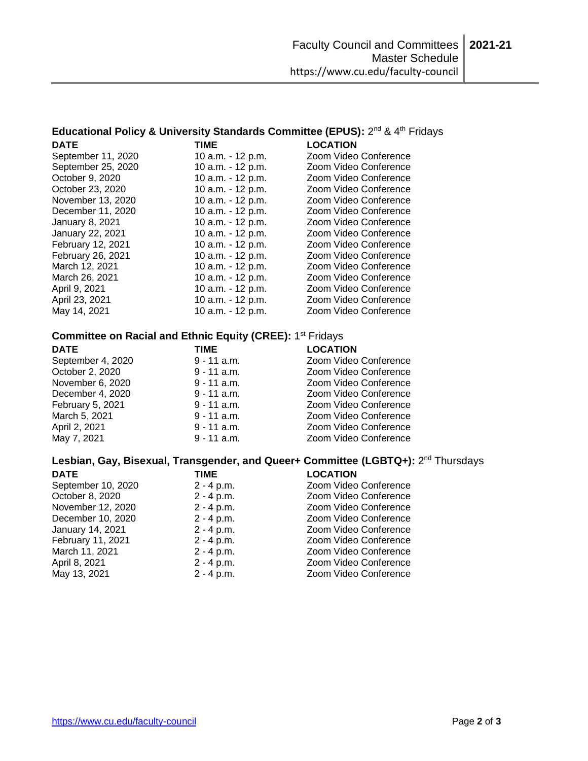### Educational Policy & University Standards Committee (EPUS): 2nd & 4th Fridays

| DATE | TIME | LOCATION |
|---|---|---|
| September 11, 2020 | 10 a.m. - 12 p.m. | Zoom Video Conference |
| September 25, 2020 | 10 a.m. - 12 p.m. | Zoom Video Conference |
| October 9, 2020 | 10 a.m. - 12 p.m. | Zoom Video Conference |
| October 23, 2020 | 10 a.m. - 12 p.m. | Zoom Video Conference |
| November 13, 2020 | 10 a.m. - 12 p.m. | Zoom Video Conference |
| December 11, 2020 | 10 a.m. - 12 p.m. | Zoom Video Conference |
| January 8, 2021 | 10 a.m. - 12 p.m. | Zoom Video Conference |
| January 22, 2021 | 10 a.m. - 12 p.m. | Zoom Video Conference |
| February 12, 2021 | 10 a.m. - 12 p.m. | Zoom Video Conference |
| February 26, 2021 | 10 a.m. - 12 p.m. | Zoom Video Conference |
| March 12, 2021 | 10 a.m. - 12 p.m. | Zoom Video Conference |
| March 26, 2021 | 10 a.m. - 12 p.m. | Zoom Video Conference |
| April 9, 2021 | 10 a.m. - 12 p.m. | Zoom Video Conference |
| April 23, 2021 | 10 a.m. - 12 p.m. | Zoom Video Conference |
| May 14, 2021 | 10 a.m. - 12 p.m. | Zoom Video Conference |

### Committee on Racial and Ethnic Equity (CREE): 1st Fridays

| DATE | TIME | LOCATION |
|---|---|---|
| September 4, 2020 | 9 - 11 a.m. | Zoom Video Conference |
| October 2, 2020 | 9 - 11 a.m. | Zoom Video Conference |
| November 6, 2020 | 9 - 11 a.m. | Zoom Video Conference |
| December 4, 2020 | 9 - 11 a.m. | Zoom Video Conference |
| February 5, 2021 | 9 - 11 a.m. | Zoom Video Conference |
| March 5, 2021 | 9 - 11 a.m. | Zoom Video Conference |
| April 2, 2021 | 9 - 11 a.m. | Zoom Video Conference |
| May 7, 2021 | 9 - 11 a.m. | Zoom Video Conference |

### Lesbian, Gay, Bisexual, Transgender, and Queer+ Committee (LGBTQ+): 2nd Thursdays

| DATE | TIME | LOCATION |
|---|---|---|
| September 10, 2020 | 2 - 4 p.m. | Zoom Video Conference |
| October 8, 2020 | 2 - 4 p.m. | Zoom Video Conference |
| November 12, 2020 | 2 - 4 p.m. | Zoom Video Conference |
| December 10, 2020 | 2 - 4 p.m. | Zoom Video Conference |
| January 14, 2021 | 2 - 4 p.m. | Zoom Video Conference |
| February 11, 2021 | 2 - 4 p.m. | Zoom Video Conference |
| March 11, 2021 | 2 - 4 p.m. | Zoom Video Conference |
| April 8, 2021 | 2 - 4 p.m. | Zoom Video Conference |
| May 13, 2021 | 2 - 4 p.m. | Zoom Video Conference |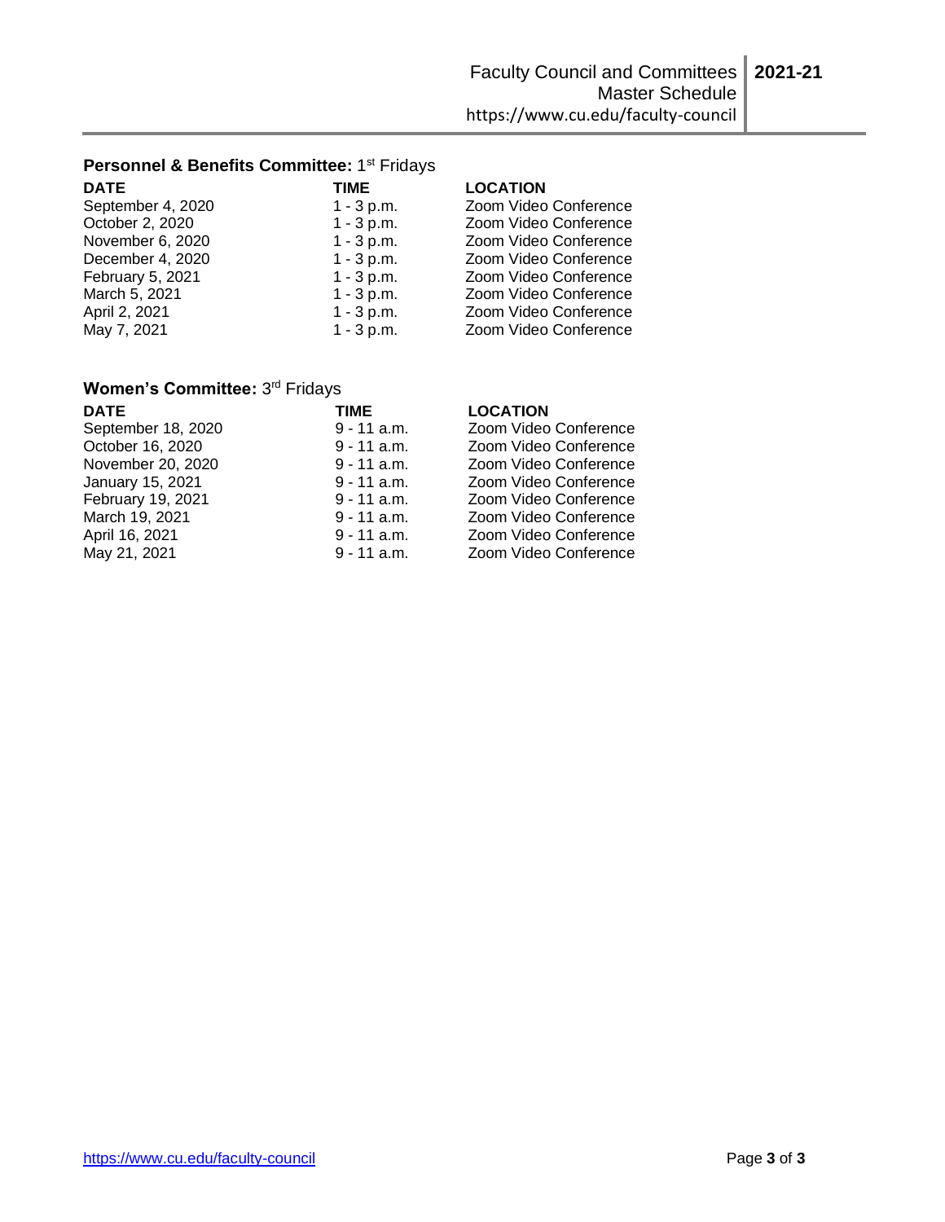## Personnel & Benefits Committee: 1st Fridays

| DATE | TIME | LOCATION |
|---|---|---|
| September 4, 2020 | 1 - 3 p.m. | Zoom Video Conference |
| October 2, 2020 | 1 - 3 p.m. | Zoom Video Conference |
| November 6, 2020 | 1 - 3 p.m. | Zoom Video Conference |
| December 4, 2020 | 1 - 3 p.m. | Zoom Video Conference |
| February 5, 2021 | 1 - 3 p.m. | Zoom Video Conference |
| March 5, 2021 | 1 - 3 p.m. | Zoom Video Conference |
| April 2, 2021 | 1 - 3 p.m. | Zoom Video Conference |
| May 7, 2021 | 1 - 3 p.m. | Zoom Video Conference |

## Women's Committee: 3rd Fridays

| DATE | TIME | LOCATION |
|---|---|---|
| September 18, 2020 | 9 - 11 a.m. | Zoom Video Conference |
| October 16, 2020 | 9 - 11 a.m. | Zoom Video Conference |
| November 20, 2020 | 9 - 11 a.m. | Zoom Video Conference |
| January 15, 2021 | 9 - 11 a.m. | Zoom Video Conference |
| February 19, 2021 | 9 - 11 a.m. | Zoom Video Conference |
| March 19, 2021 | 9 - 11 a.m. | Zoom Video Conference |
| April 16, 2021 | 9 - 11 a.m. | Zoom Video Conference |
| May 21, 2021 | 9 - 11 a.m. | Zoom Video Conference |